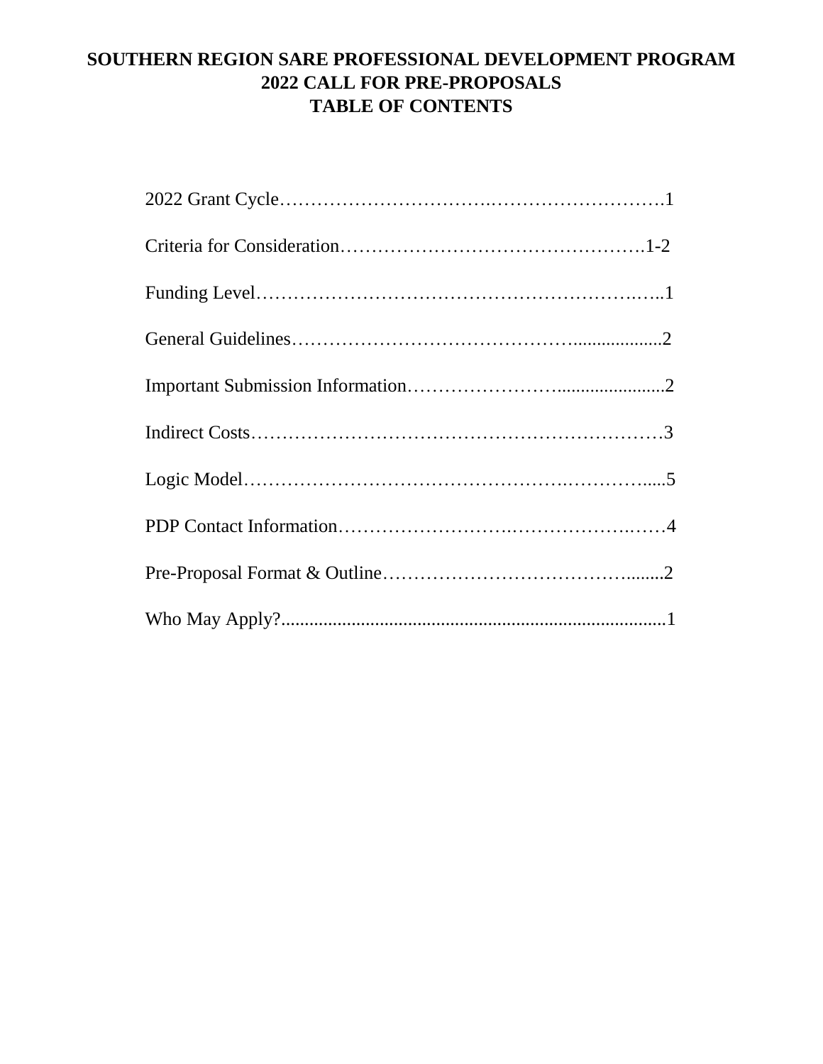# SOUTHERN REGION SARE PROFESSIONAL DEVELOPMENT PROGRAM
# 2022 CALL FOR PRE-PROPOSALS
# TABLE OF CONTENTS

2022 Grant Cycle……………………………………………………….1

Criteria for Consideration………………………………………….1-2

Funding Level……………………………………………………..1

General Guidelines…………………………………….................2

Important Submission Information……………………......................2

Indirect Costs……………………………………………………….3

Logic Model………………………………………………….....5

PDP Contact Information…………………………………………4

Pre-Proposal Format & Outline……………………………........2

Who May Apply?...................................................................................1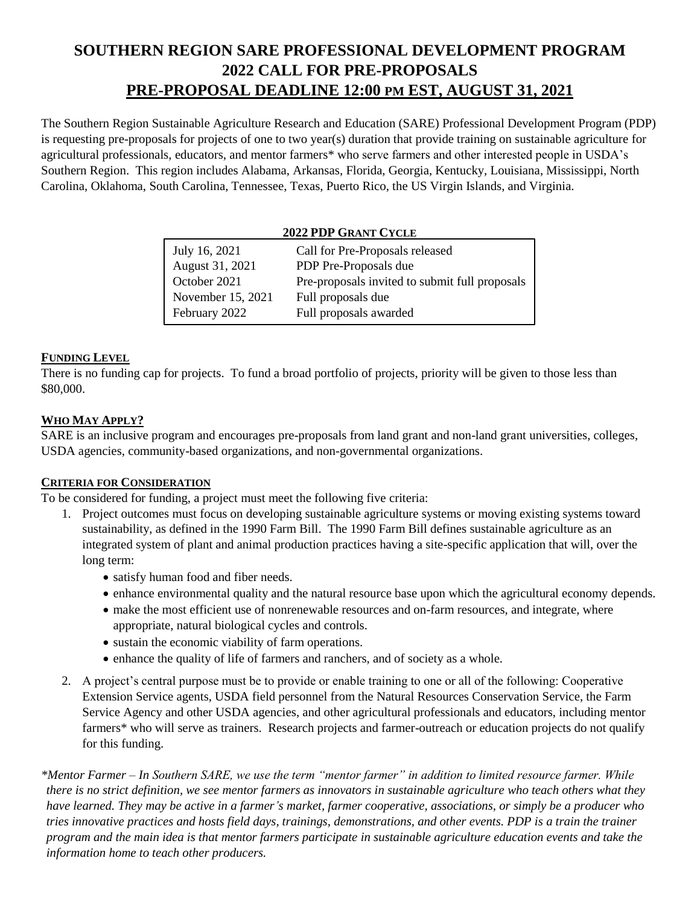# SOUTHERN REGION SARE PROFESSIONAL DEVELOPMENT PROGRAM
# 2022 CALL FOR PRE-PROPOSALS
# PRE-PROPOSAL DEADLINE 12:00 PM EST, AUGUST 31, 2021

The Southern Region Sustainable Agriculture Research and Education (SARE) Professional Development Program (PDP) is requesting pre-proposals for projects of one to two year(s) duration that provide training on sustainable agriculture for agricultural professionals, educators, and mentor farmers* who serve farmers and other interested people in USDA's Southern Region. This region includes Alabama, Arkansas, Florida, Georgia, Kentucky, Louisiana, Mississippi, North Carolina, Oklahoma, South Carolina, Tennessee, Texas, Puerto Rico, the US Virgin Islands, and Virginia.

**2022 PDP GRANT CYCLE**

| | |
|---|---|
| July 16, 2021 | Call for Pre-Proposals released |
| August 31, 2021 | PDP Pre-Proposals due |
| October 2021 | Pre-proposals invited to submit full proposals |
| November 15, 2021 | Full proposals due |
| February 2022 | Full proposals awarded |

## FUNDING LEVEL

There is no funding cap for projects. To fund a broad portfolio of projects, priority will be given to those less than $80,000.

## WHO MAY APPLY?

SARE is an inclusive program and encourages pre-proposals from land grant and non-land grant universities, colleges, USDA agencies, community-based organizations, and non-governmental organizations.

## CRITERIA FOR CONSIDERATION

To be considered for funding, a project must meet the following five criteria:

1. Project outcomes must focus on developing sustainable agriculture systems or moving existing systems toward sustainability, as defined in the 1990 Farm Bill. The 1990 Farm Bill defines sustainable agriculture as an integrated system of plant and animal production practices having a site-specific application that will, over the long term:
   - satisfy human food and fiber needs.
   - enhance environmental quality and the natural resource base upon which the agricultural economy depends.
   - make the most efficient use of nonrenewable resources and on-farm resources, and integrate, where appropriate, natural biological cycles and controls.
   - sustain the economic viability of farm operations.
   - enhance the quality of life of farmers and ranchers, and of society as a whole.
2. A project's central purpose must be to provide or enable training to one or all of the following: Cooperative Extension Service agents, USDA field personnel from the Natural Resources Conservation Service, the Farm Service Agency and other USDA agencies, and other agricultural professionals and educators, including mentor farmers* who will serve as trainers. Research projects and farmer-outreach or education projects do not qualify for this funding.

*\*Mentor Farmer – In Southern SARE, we use the term "mentor farmer" in addition to limited resource farmer. While there is no strict definition, we see mentor farmers as innovators in sustainable agriculture who teach others what they have learned. They may be active in a farmer's market, farmer cooperative, associations, or simply be a producer who tries innovative practices and hosts field days, trainings, demonstrations, and other events. PDP is a train the trainer program and the main idea is that mentor farmers participate in sustainable agriculture education events and take the information home to teach other producers.*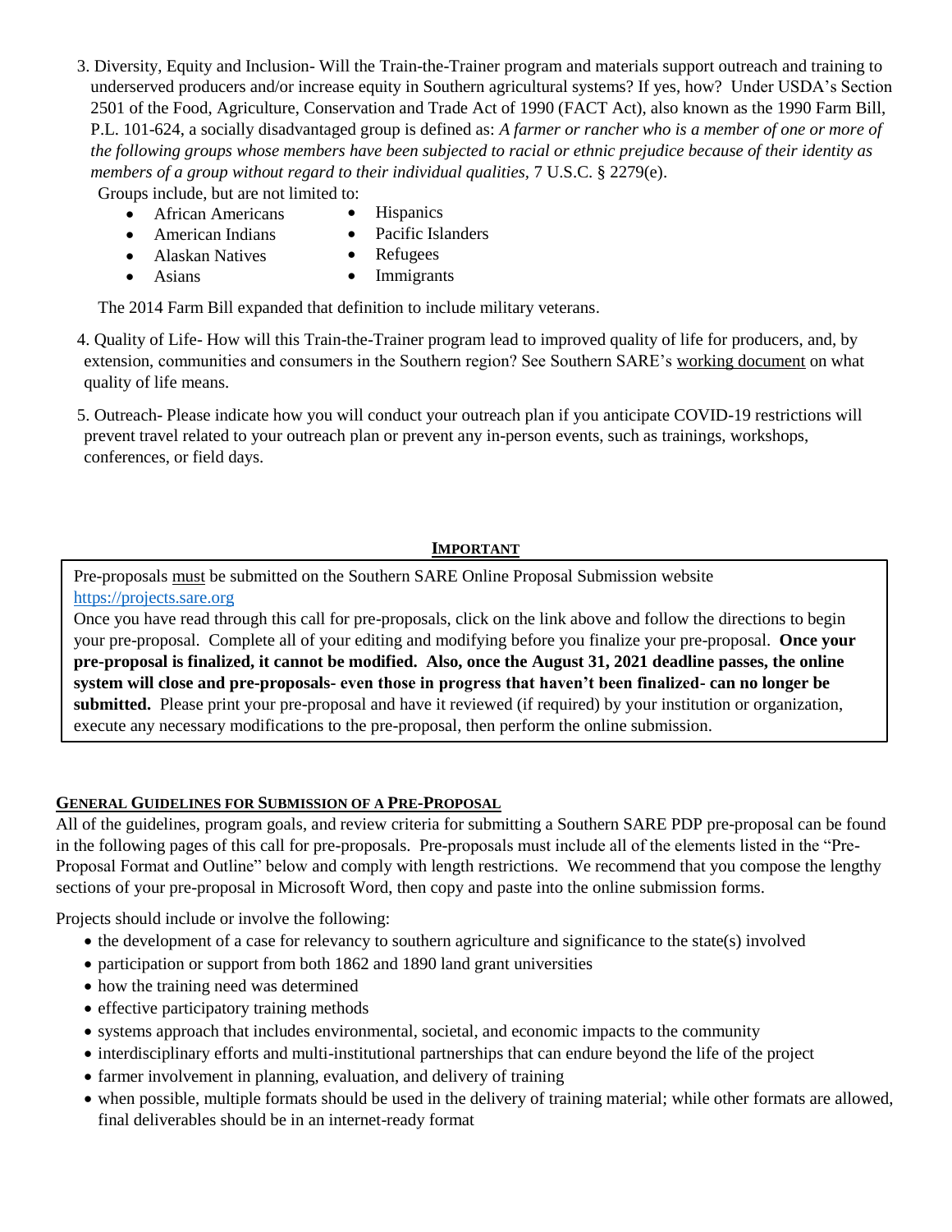3. Diversity, Equity and Inclusion- Will the Train-the-Trainer program and materials support outreach and training to underserved producers and/or increase equity in Southern agricultural systems? If yes, how? Under USDA's Section 2501 of the Food, Agriculture, Conservation and Trade Act of 1990 (FACT Act), also known as the 1990 Farm Bill, P.L. 101-624, a socially disadvantaged group is defined as: *A farmer or rancher who is a member of one or more of the following groups whose members have been subjected to racial or ethnic prejudice because of their identity as members of a group without regard to their individual qualities*, 7 U.S.C. § 2279(e).

   Groups include, but are not limited to:

   - African Americans
   - American Indians
   - Alaskan Natives
   - Asians
   - Hispanics
   - Pacific Islanders
   - Refugees
   - Immigrants

   The 2014 Farm Bill expanded that definition to include military veterans.

4. Quality of Life- How will this Train-the-Trainer program lead to improved quality of life for producers, and, by extension, communities and consumers in the Southern region? See Southern SARE's working document on what quality of life means.

5. Outreach- Please indicate how you will conduct your outreach plan if you anticipate COVID-19 restrictions will prevent travel related to your outreach plan or prevent any in-person events, such as trainings, workshops, conferences, or field days.

**IMPORTANT**

Pre-proposals must be submitted on the Southern SARE Online Proposal Submission website https://projects.sare.org

Once you have read through this call for pre-proposals, click on the link above and follow the directions to begin your pre-proposal. Complete all of your editing and modifying before you finalize your pre-proposal. **Once your pre-proposal is finalized, it cannot be modified. Also, once the August 31, 2021 deadline passes, the online system will close and pre-proposals- even those in progress that haven't been finalized- can no longer be submitted.** Please print your pre-proposal and have it reviewed (if required) by your institution or organization, execute any necessary modifications to the pre-proposal, then perform the online submission.

## GENERAL GUIDELINES FOR SUBMISSION OF A PRE-PROPOSAL

All of the guidelines, program goals, and review criteria for submitting a Southern SARE PDP pre-proposal can be found in the following pages of this call for pre-proposals. Pre-proposals must include all of the elements listed in the "Pre-Proposal Format and Outline" below and comply with length restrictions. We recommend that you compose the lengthy sections of your pre-proposal in Microsoft Word, then copy and paste into the online submission forms.

Projects should include or involve the following:

- the development of a case for relevancy to southern agriculture and significance to the state(s) involved
- participation or support from both 1862 and 1890 land grant universities
- how the training need was determined
- effective participatory training methods
- systems approach that includes environmental, societal, and economic impacts to the community
- interdisciplinary efforts and multi-institutional partnerships that can endure beyond the life of the project
- farmer involvement in planning, evaluation, and delivery of training
- when possible, multiple formats should be used in the delivery of training material; while other formats are allowed, final deliverables should be in an internet-ready format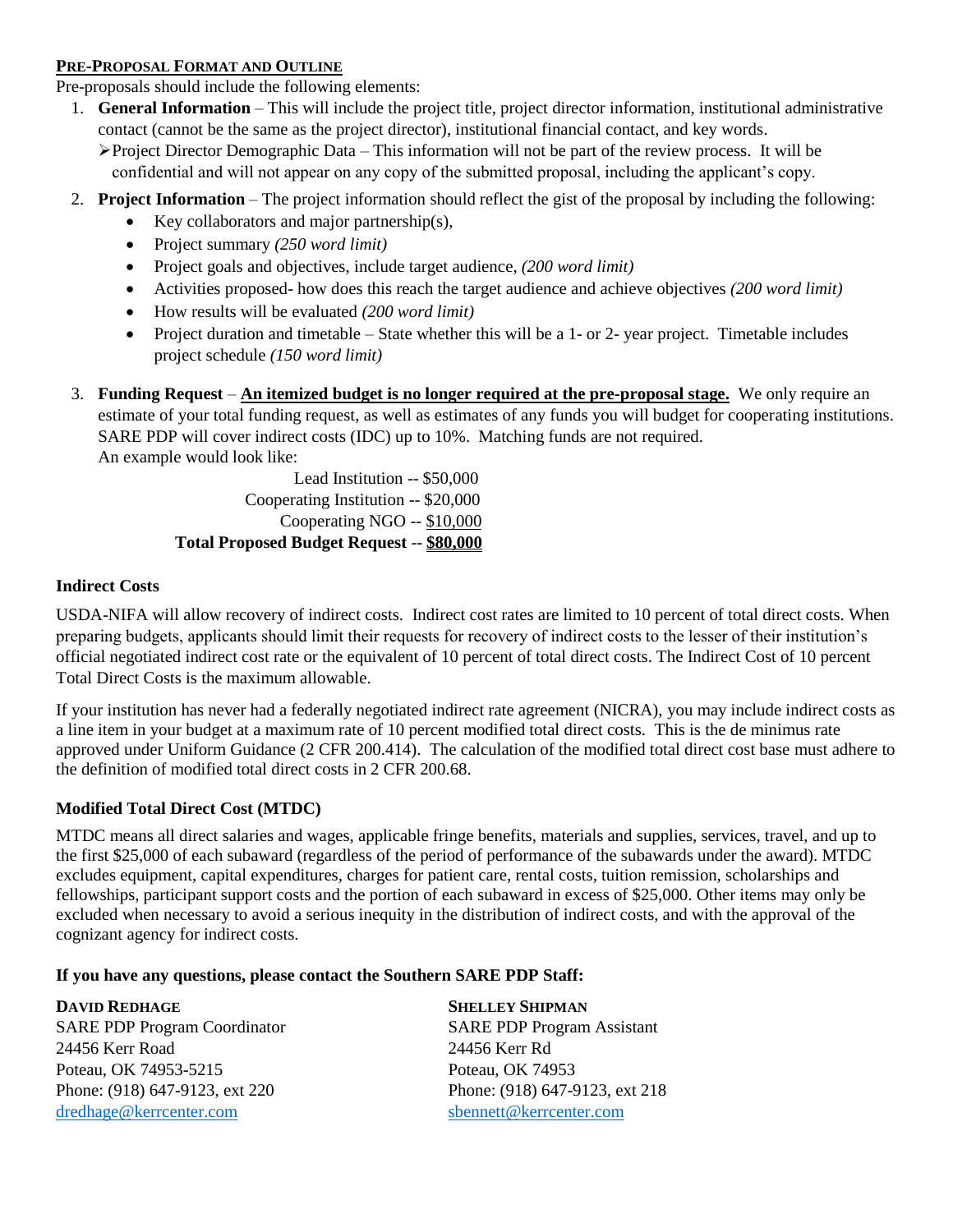## PRE-PROPOSAL FORMAT AND OUTLINE

Pre-proposals should include the following elements:

1. **General Information** – This will include the project title, project director information, institutional administrative contact (cannot be the same as the project director), institutional financial contact, and key words.
   - Project Director Demographic Data – This information will not be part of the review process. It will be confidential and will not appear on any copy of the submitted proposal, including the applicant's copy.
2. **Project Information** – The project information should reflect the gist of the proposal by including the following:
   - Key collaborators and major partnership(s),
   - Project summary *(250 word limit)*
   - Project goals and objectives, include target audience, *(200 word limit)*
   - Activities proposed- how does this reach the target audience and achieve objectives *(200 word limit)*
   - How results will be evaluated *(200 word limit)*
   - Project duration and timetable – State whether this will be a 1- or 2- year project. Timetable includes project schedule *(150 word limit)*
3. **Funding Request** – **An itemized budget is no longer required at the pre-proposal stage.** We only require an estimate of your total funding request, as well as estimates of any funds you will budget for cooperating institutions. SARE PDP will cover indirect costs (IDC) up to 10%. Matching funds are not required.
   An example would look like:

   Lead Institution -- $50,000
   Cooperating Institution -- $20,000
   Cooperating NGO -- $10,000
   **Total Proposed Budget Request -- $80,000**

### Indirect Costs

USDA-NIFA will allow recovery of indirect costs. Indirect cost rates are limited to 10 percent of total direct costs. When preparing budgets, applicants should limit their requests for recovery of indirect costs to the lesser of their institution's official negotiated indirect cost rate or the equivalent of 10 percent of total direct costs. The Indirect Cost of 10 percent Total Direct Costs is the maximum allowable.

If your institution has never had a federally negotiated indirect rate agreement (NICRA), you may include indirect costs as a line item in your budget at a maximum rate of 10 percent modified total direct costs. This is the de minimus rate approved under Uniform Guidance (2 CFR 200.414). The calculation of the modified total direct cost base must adhere to the definition of modified total direct costs in 2 CFR 200.68.

### Modified Total Direct Cost (MTDC)

MTDC means all direct salaries and wages, applicable fringe benefits, materials and supplies, services, travel, and up to the first $25,000 of each subaward (regardless of the period of performance of the subawards under the award). MTDC excludes equipment, capital expenditures, charges for patient care, rental costs, tuition remission, scholarships and fellowships, participant support costs and the portion of each subaward in excess of $25,000. Other items may only be excluded when necessary to avoid a serious inequity in the distribution of indirect costs, and with the approval of the cognizant agency for indirect costs.

**If you have any questions, please contact the Southern SARE PDP Staff:**

**DAVID REDHAGE**
SARE PDP Program Coordinator
24456 Kerr Road
Poteau, OK 74953-5215
Phone: (918) 647-9123, ext 220
dredhage@kerrcenter.com

**SHELLEY SHIPMAN**
SARE PDP Program Assistant
24456 Kerr Rd
Poteau, OK 74953
Phone: (918) 647-9123, ext 218
sbennett@kerrcenter.com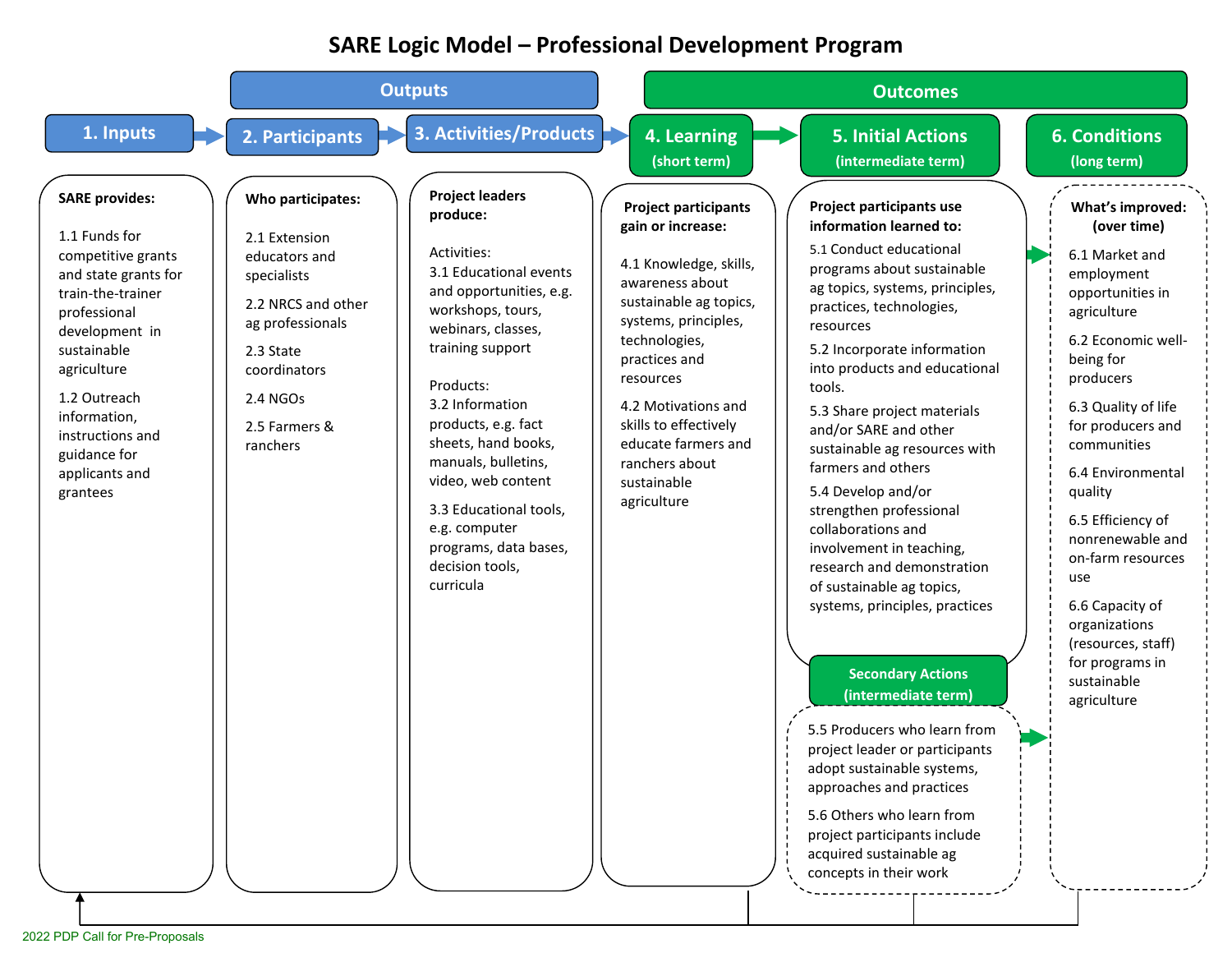# SARE Logic Model – Professional Development Program

## Outputs

### 1. Inputs

**SARE provides:**

1.1 Funds for competitive grants and state grants for train-the-trainer professional development in sustainable agriculture

1.2 Outreach information, instructions and guidance for applicants and grantees

### 2. Participants

**Who participates:**

2.1 Extension educators and specialists

2.2 NRCS and other ag professionals

2.3 State coordinators

2.4 NGOs

2.5 Farmers & ranchers

### 3. Activities/Products

**Project leaders produce:**

Activities:

3.1 Educational events and opportunities, e.g. workshops, tours, webinars, classes, training support

Products:

3.2 Information products, e.g. fact sheets, hand books, manuals, bulletins, video, web content

3.3 Educational tools, e.g. computer programs, data bases, decision tools, curricula

## Outcomes

### 4. Learning (short term)

**Project participants gain or increase:**

4.1 Knowledge, skills, awareness about sustainable ag topics, systems, principles, technologies, practices and resources

4.2 Motivations and skills to effectively educate farmers and ranchers about sustainable agriculture

### 5. Initial Actions (intermediate term)

**Project participants use information learned to:**

5.1 Conduct educational programs about sustainable ag topics, systems, principles, practices, technologies, resources

5.2 Incorporate information into products and educational tools.

5.3 Share project materials and/or SARE and other sustainable ag resources with farmers and others

5.4 Develop and/or strengthen professional collaborations and involvement in teaching, research and demonstration of sustainable ag topics, systems, principles, practices

### Secondary Actions (intermediate term)

5.5 Producers who learn from project leader or participants adopt sustainable systems, approaches and practices

5.6 Others who learn from project participants include acquired sustainable ag concepts in their work

### 6. Conditions (long term)

**What's improved: (over time)**

6.1 Market and employment opportunities in agriculture

6.2 Economic well-being for producers

6.3 Quality of life for producers and communities

6.4 Environmental quality

6.5 Efficiency of nonrenewable and on-farm resources use

6.6 Capacity of organizations (resources, staff) for programs in sustainable agriculture

2022 PDP Call for Pre-Proposals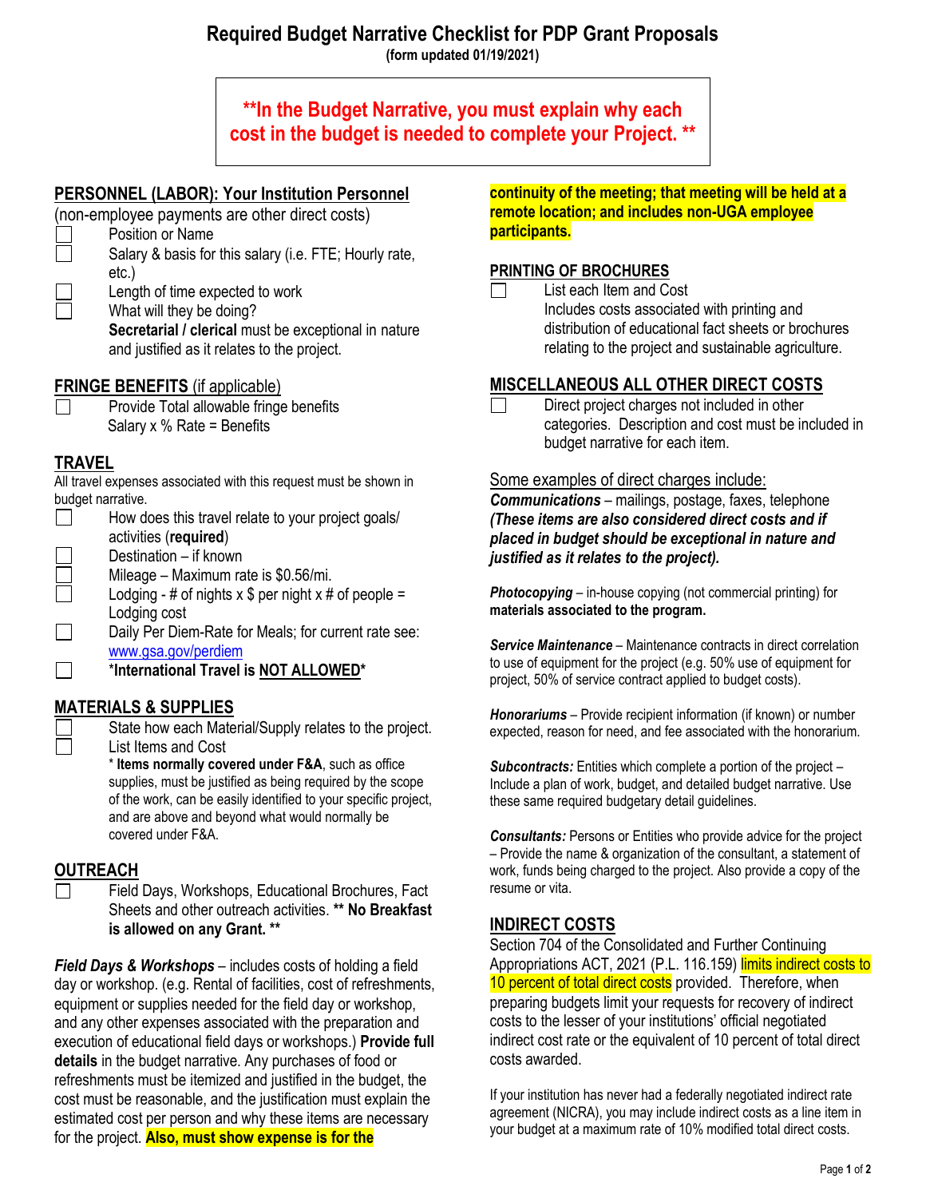# Required Budget Narrative Checklist for PDP Grant Proposals

**(form updated 01/19/2021)**

**\*\*In the Budget Narrative, you must explain why each cost in the budget is needed to complete your Project. \*\***

## PERSONNEL (LABOR): Your Institution Personnel

(non-employee payments are other direct costs)

- ☐ Position or Name
- ☐ Salary & basis for this salary (i.e. FTE; Hourly rate, etc.)
- ☐ Length of time expected to work
- ☐ What will they be doing?

**Secretarial / clerical** must be exceptional in nature and justified as it relates to the project.

## FRINGE BENEFITS (if applicable)

- ☐ Provide Total allowable fringe benefits

Salary x % Rate = Benefits

## TRAVEL

All travel expenses associated with this request must be shown in budget narrative.

- ☐ How does this travel relate to your project goals/ activities (**required**)
- ☐ Destination – if known
- ☐ Mileage – Maximum rate is $0.56/mi.
- ☐ Lodging - # of nights x $ per night x # of people = Lodging cost
- ☐ Daily Per Diem-Rate for Meals; for current rate see: www.gsa.gov/perdiem
- ☐ **\*International Travel is NOT ALLOWED\***

## MATERIALS & SUPPLIES

- ☐ State how each Material/Supply relates to the project.
- ☐ List Items and Cost

\* **Items normally covered under F&A**, such as office supplies, must be justified as being required by the scope of the work, can be easily identified to your specific project, and are above and beyond what would normally be covered under F&A.

## OUTREACH

- ☐ Field Days, Workshops, Educational Brochures, Fact Sheets and other outreach activities. **\*\* No Breakfast is allowed on any Grant. \*\***

***Field Days & Workshops*** – includes costs of holding a field day or workshop. (e.g. Rental of facilities, cost of refreshments, equipment or supplies needed for the field day or workshop, and any other expenses associated with the preparation and execution of educational field days or workshops.) **Provide full details** in the budget narrative. Any purchases of food or refreshments must be itemized and justified in the budget, the cost must be reasonable, and the justification must explain the estimated cost per person and why these items are necessary for the project. **Also, must show expense is for the continuity of the meeting; that meeting will be held at a remote location; and includes non-UGA employee participants.**

## PRINTING OF BROCHURES

- ☐ List each Item and Cost

Includes costs associated with printing and distribution of educational fact sheets or brochures relating to the project and sustainable agriculture.

## MISCELLANEOUS ALL OTHER DIRECT COSTS

- ☐ Direct project charges not included in other categories. Description and cost must be included in budget narrative for each item.

Some examples of direct charges include:

***Communications*** – mailings, postage, faxes, telephone ***(These items are also considered direct costs and if placed in budget should be exceptional in nature and justified as it relates to the project).***

***Photocopying*** – in-house copying (not commercial printing) for **materials associated to the program.**

***Service Maintenance*** – Maintenance contracts in direct correlation to use of equipment for the project (e.g. 50% use of equipment for project, 50% of service contract applied to budget costs).

***Honorariums*** – Provide recipient information (if known) or number expected, reason for need, and fee associated with the honorarium.

***Subcontracts:*** Entities which complete a portion of the project – Include a plan of work, budget, and detailed budget narrative. Use these same required budgetary detail guidelines.

***Consultants:*** Persons or Entities who provide advice for the project – Provide the name & organization of the consultant, a statement of work, funds being charged to the project. Also provide a copy of the resume or vita.

## INDIRECT COSTS

Section 704 of the Consolidated and Further Continuing Appropriations ACT, 2021 (P.L. 116.159) limits indirect costs to 10 percent of total direct costs provided. Therefore, when preparing budgets limit your requests for recovery of indirect costs to the lesser of your institutions' official negotiated indirect cost rate or the equivalent of 10 percent of total direct costs awarded.

If your institution has never had a federally negotiated indirect rate agreement (NICRA), you may include indirect costs as a line item in your budget at a maximum rate of 10% modified total direct costs.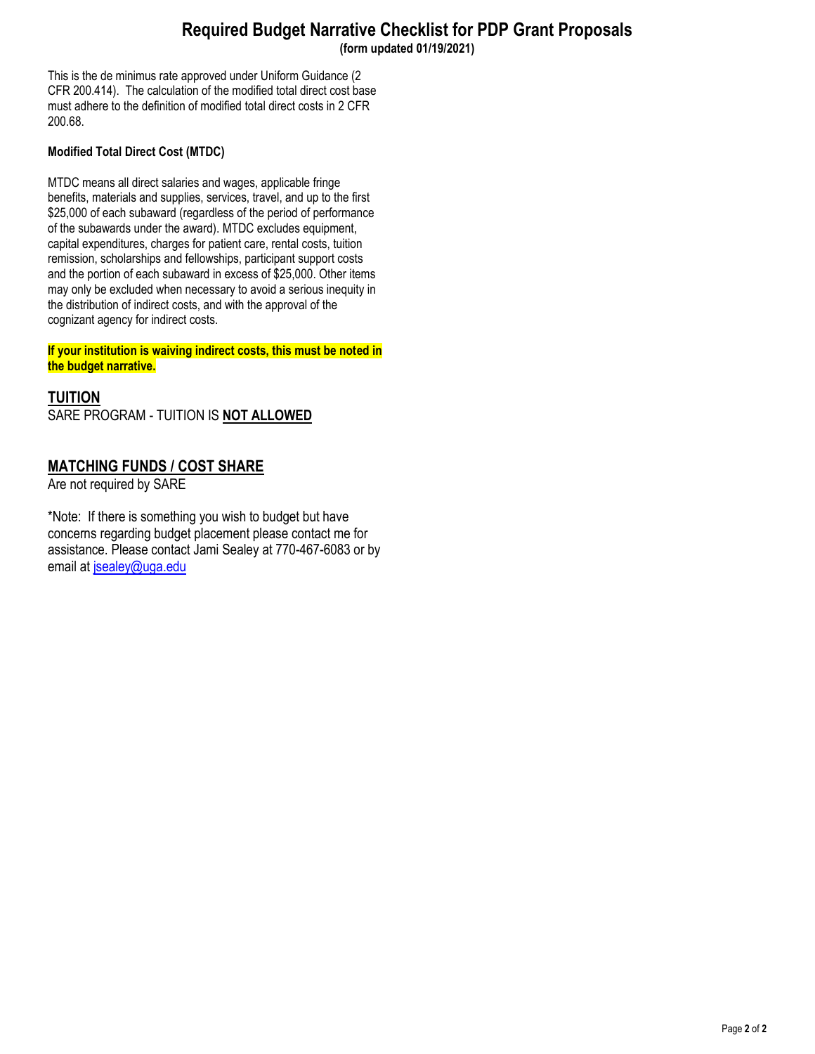# Required Budget Narrative Checklist for PDP Grant Proposals

**(form updated 01/19/2021)**

This is the de minimus rate approved under Uniform Guidance (2 CFR 200.414). The calculation of the modified total direct cost base must adhere to the definition of modified total direct costs in 2 CFR 200.68.

**Modified Total Direct Cost (MTDC)**

MTDC means all direct salaries and wages, applicable fringe benefits, materials and supplies, services, travel, and up to the first $25,000 of each subaward (regardless of the period of performance of the subawards under the award). MTDC excludes equipment, capital expenditures, charges for patient care, rental costs, tuition remission, scholarships and fellowships, participant support costs and the portion of each subaward in excess of $25,000. Other items may only be excluded when necessary to avoid a serious inequity in the distribution of indirect costs, and with the approval of the cognizant agency for indirect costs.

**If your institution is waiving indirect costs, this must be noted in the budget narrative.**

## TUITION

SARE PROGRAM - TUITION IS **NOT ALLOWED**

## MATCHING FUNDS / COST SHARE

Are not required by SARE

*Note: If there is something you wish to budget but have concerns regarding budget placement please contact me for assistance. Please contact Jami Sealey at 770-467-6083 or by email at jsealey@uga.edu